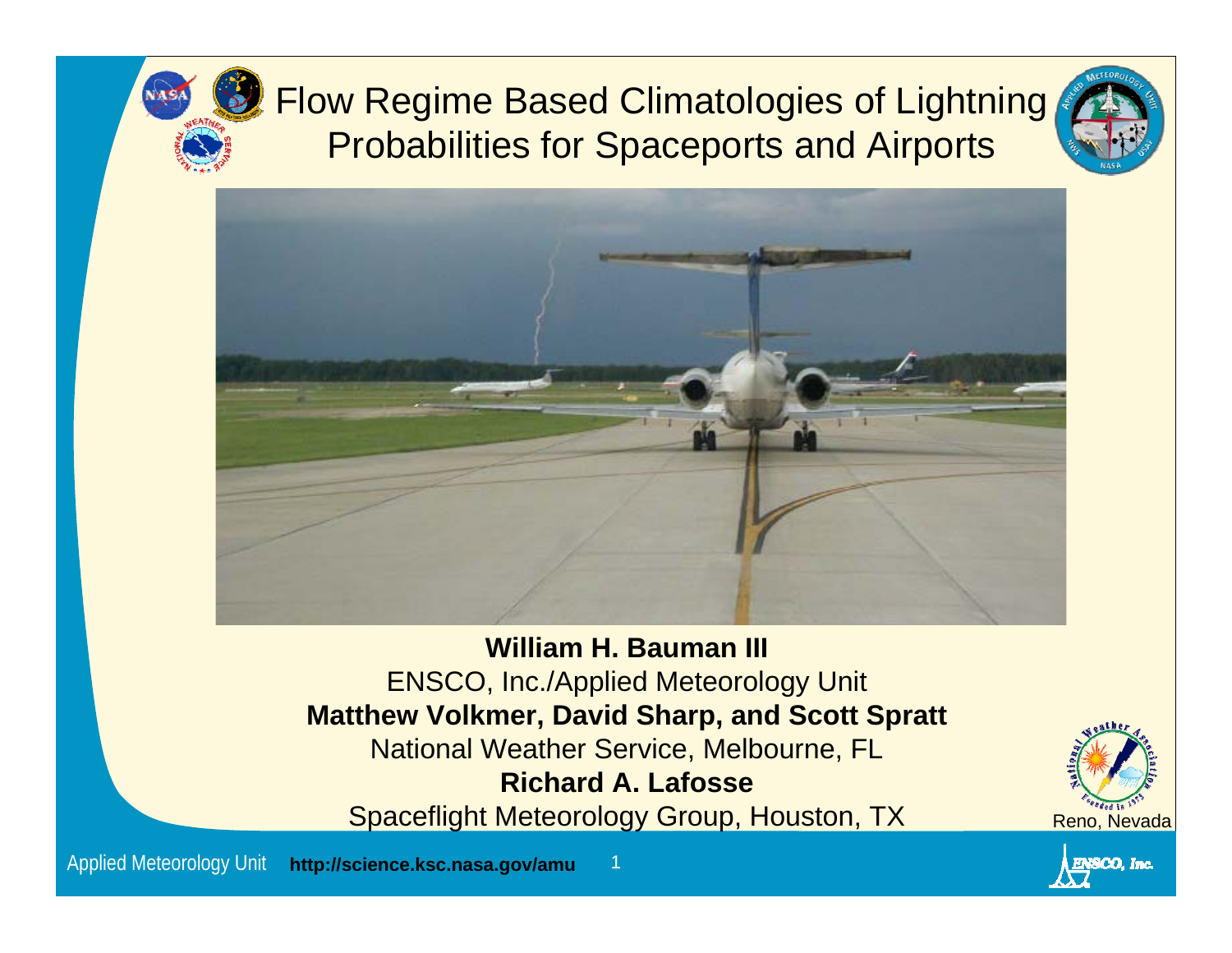# Flow Regime Based Climatologies of Lightning Probabilities for Spaceports and Airports

**William H. Bauman III**

ENSCO, Inc./Applied Meteorology Unit

**Matthew Volkmer, David Sharp, and Scott Spratt**

National Weather Service, Melbourne, FL

**Richard A. Lafosse**

Spaceflight Meteorology Group, Houston, TX

Reno, Nevada

Applied Meteorology Unit **http://science.ksc.nasa.gov/amu**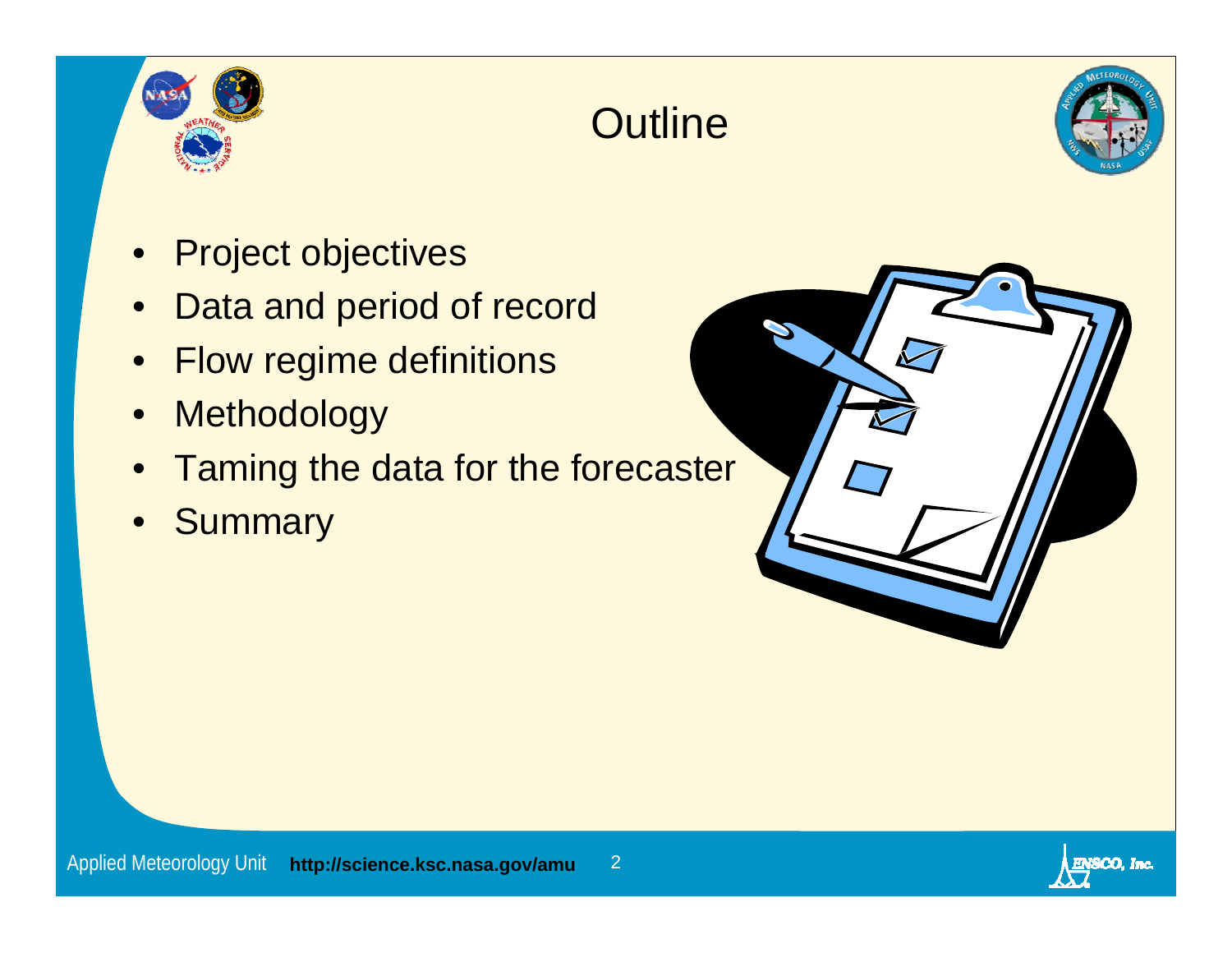# Outline

- Project objectives
- Data and period of record
- Flow regime definitions
- Methodology
- Taming the data for the forecaster
- Summary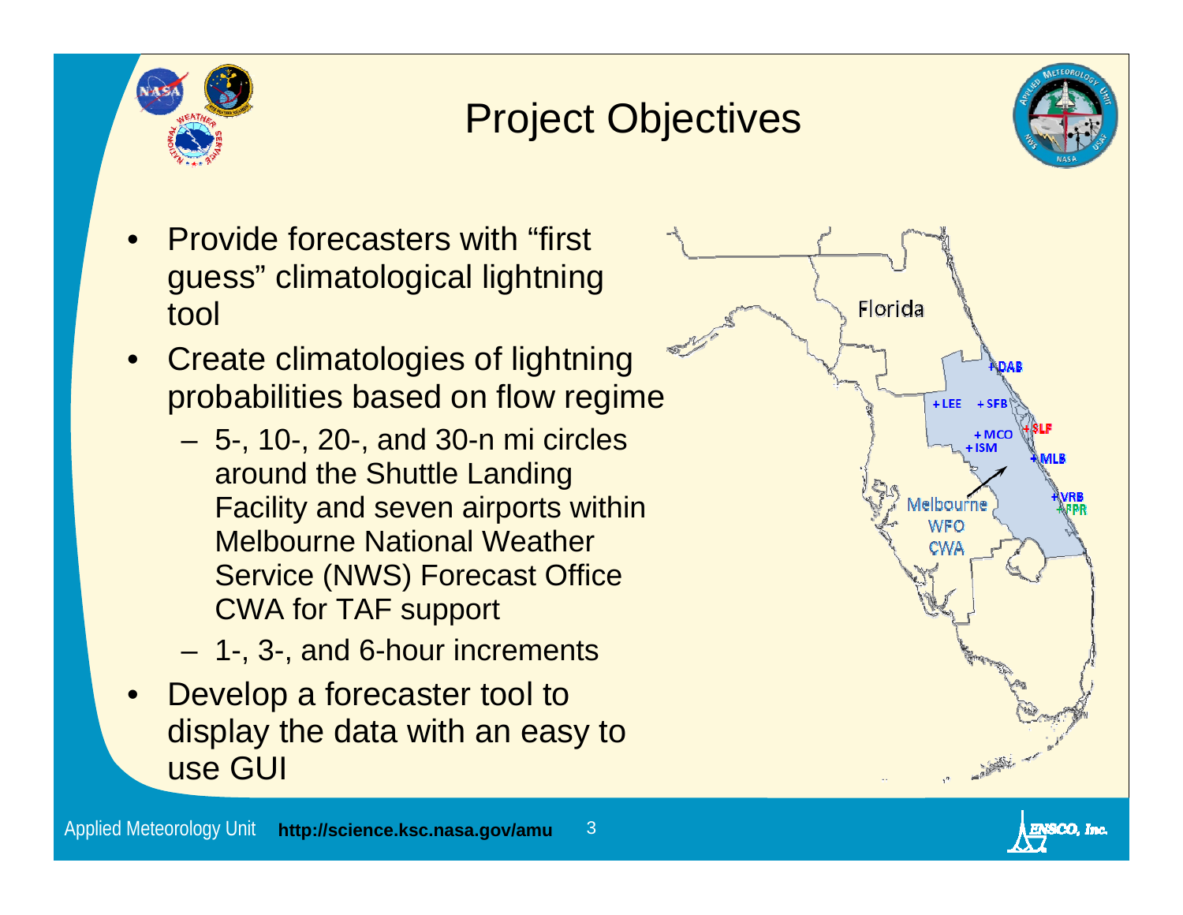# Project Objectives

- Provide forecasters with "first guess" climatological lightning tool
- Create climatologies of lightning probabilities based on flow regime
  - 5-, 10-, 20-, and 30-n mi circles around the Shuttle Landing Facility and seven airports within Melbourne National Weather Service (NWS) Forecast Office CWA for TAF support
  - 1-, 3-, and 6-hour increments
- Develop a forecaster tool to display the data with an easy to use GUI

Florida

DAB, LEE, SFB, MCO, ISM, SLF, MLB, VRB, FPR

Melbourne WFO CWA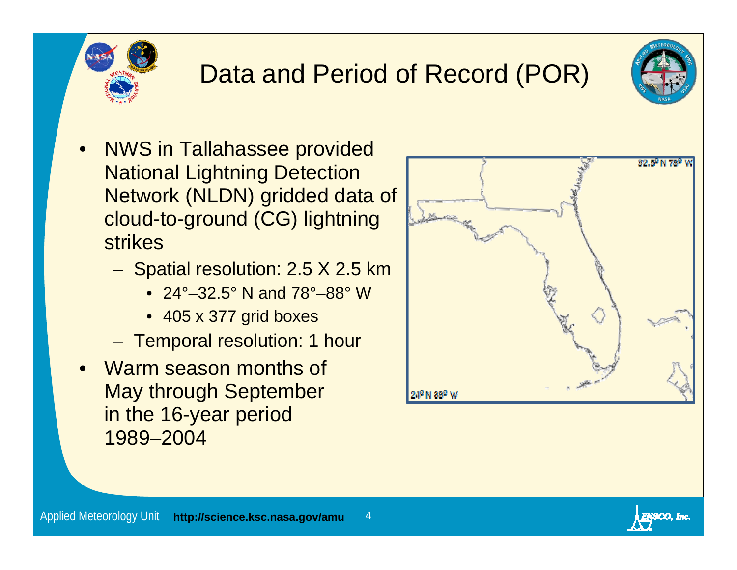# Data and Period of Record (POR)

- NWS in Tallahassee provided National Lightning Detection Network (NLDN) gridded data of cloud-to-ground (CG) lightning strikes
  - Spatial resolution: 2.5 X 2.5 km
    - 24°–32.5° N and 78°–88° W
    - 405 x 377 grid boxes
  - Temporal resolution: 1 hour
- Warm season months of May through September in the 16-year period 1989–2004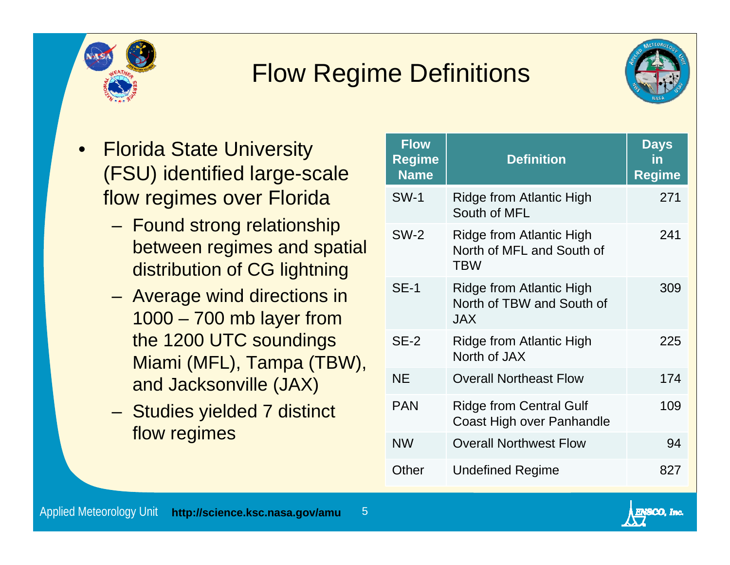# Flow Regime Definitions

- Florida State University (FSU) identified large-scale flow regimes over Florida
  - Found strong relationship between regimes and spatial distribution of CG lightning
  - Average wind directions in 1000 – 700 mb layer from the 1200 UTC soundings Miami (MFL), Tampa (TBW), and Jacksonville (JAX)
  - Studies yielded 7 distinct flow regimes

| Flow Regime Name | Definition | Days in Regime |
|---|---|---|
| SW-1 | Ridge from Atlantic High South of MFL | 271 |
| SW-2 | Ridge from Atlantic High North of MFL and South of TBW | 241 |
| SE-1 | Ridge from Atlantic High North of TBW and South of JAX | 309 |
| SE-2 | Ridge from Atlantic High North of JAX | 225 |
| NE | Overall Northeast Flow | 174 |
| PAN | Ridge from Central Gulf Coast High over Panhandle | 109 |
| NW | Overall Northwest Flow | 94 |
| Other | Undefined Regime | 827 |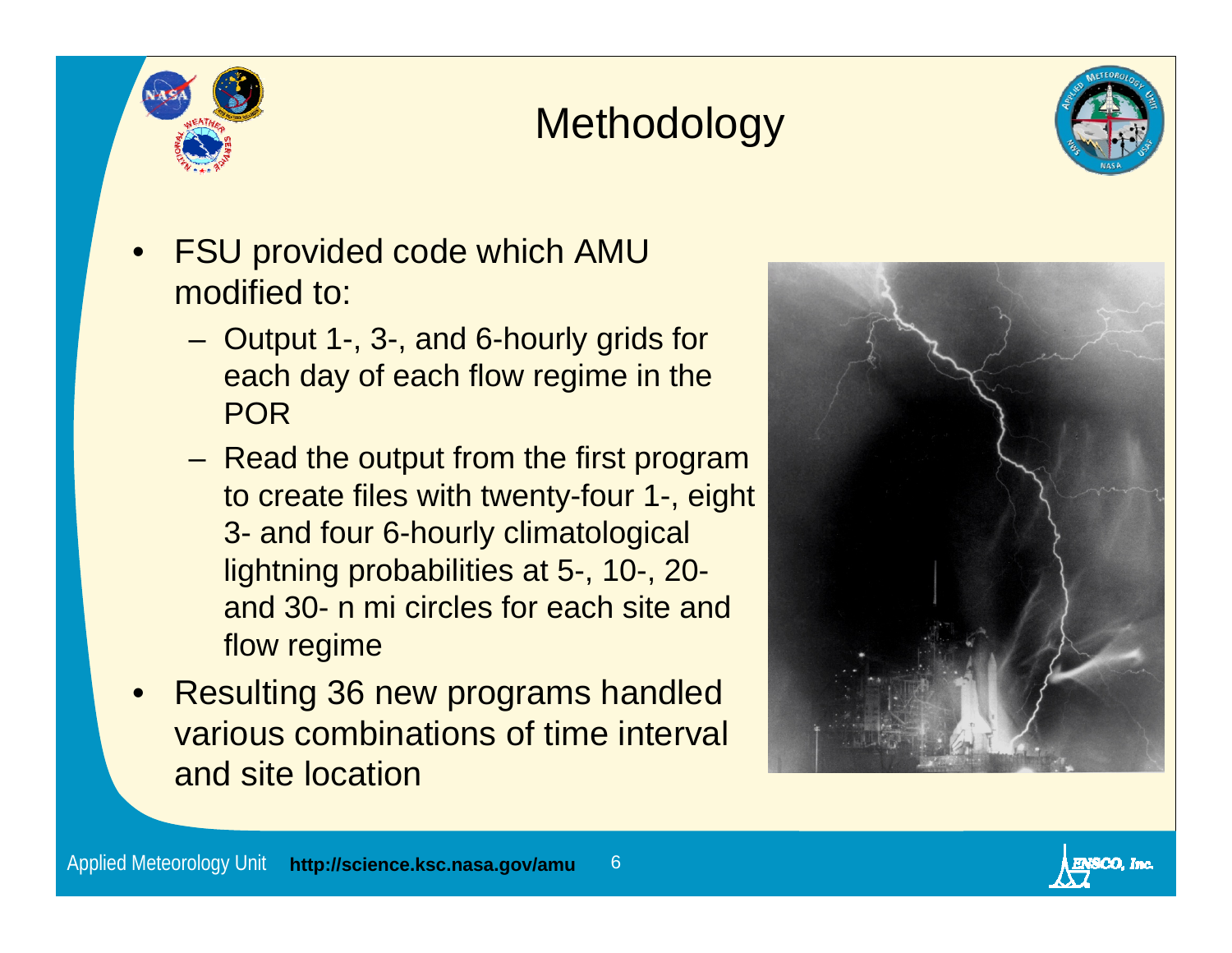# Methodology

- FSU provided code which AMU modified to:
  - Output 1-, 3-, and 6-hourly grids for each day of each flow regime in the POR
  - Read the output from the first program to create files with twenty-four 1-, eight 3- and four 6-hourly climatological lightning probabilities at 5-, 10-, 20- and 30- n mi circles for each site and flow regime
- Resulting 36 new programs handled various combinations of time interval and site location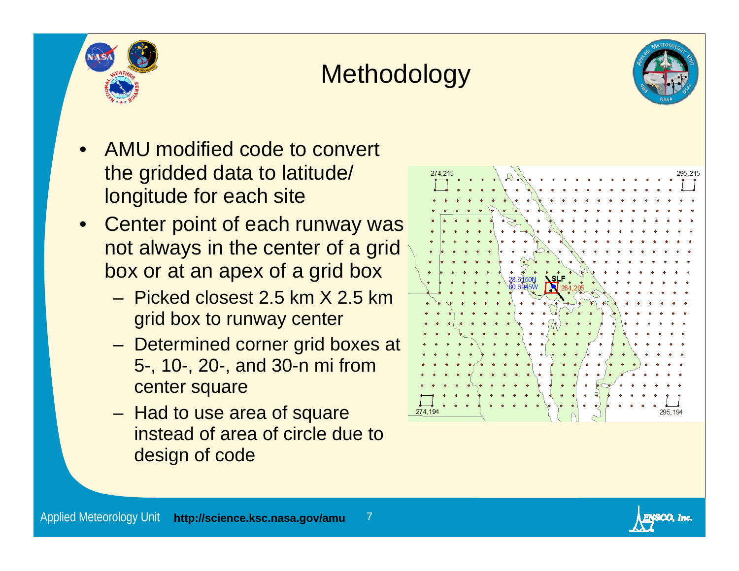# Methodology

- AMU modified code to convert the gridded data to latitude/ longitude for each site
- Center point of each runway was not always in the center of a grid box or at an apex of a grid box
  - Picked closest 2.5 km X 2.5 km grid box to runway center
  - Determined corner grid boxes at 5-, 10-, 20-, and 30-n mi from center square
  - Had to use area of square instead of area of circle due to design of code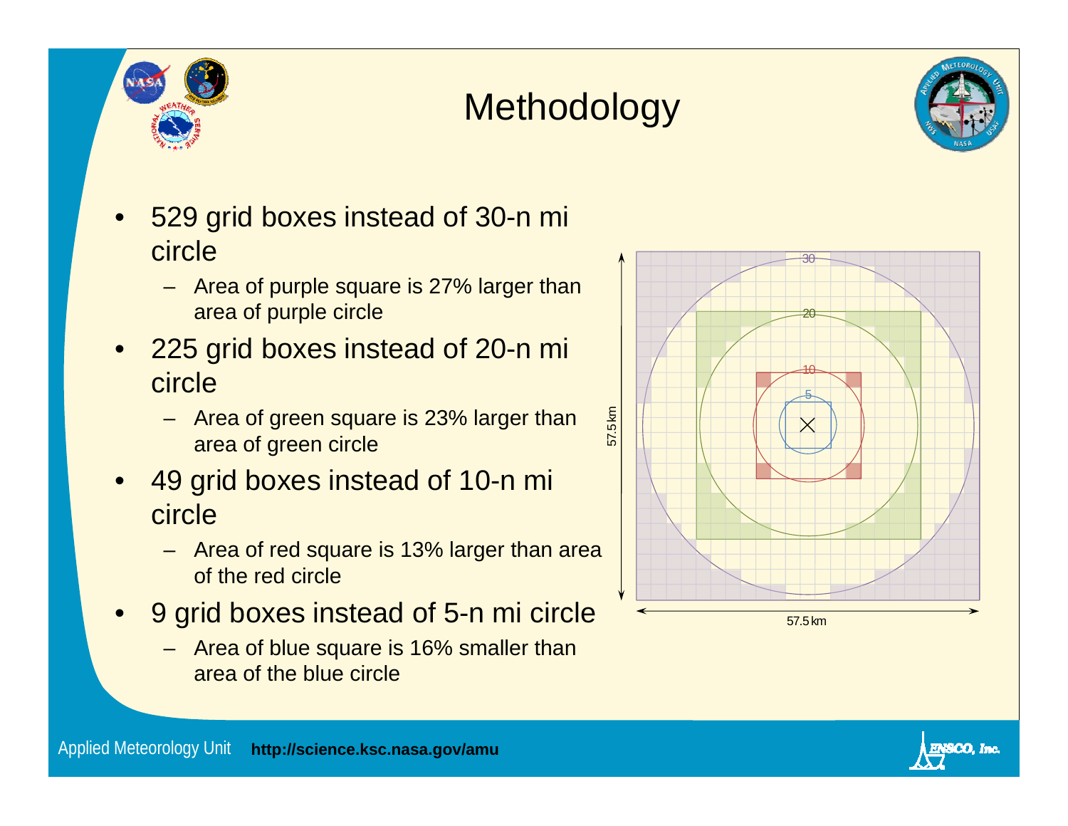# Methodology

- 529 grid boxes instead of 30-n mi circle
  - Area of purple square is 27% larger than area of purple circle
- 225 grid boxes instead of 20-n mi circle
  - Area of green square is 23% larger than area of green circle
- 49 grid boxes instead of 10-n mi circle
  - Area of red square is 13% larger than area of the red circle
- 9 grid boxes instead of 5-n mi circle
  - Area of blue square is 16% smaller than area of the blue circle

Applied Meteorology Unit **http://science.ksc.nasa.gov/amu**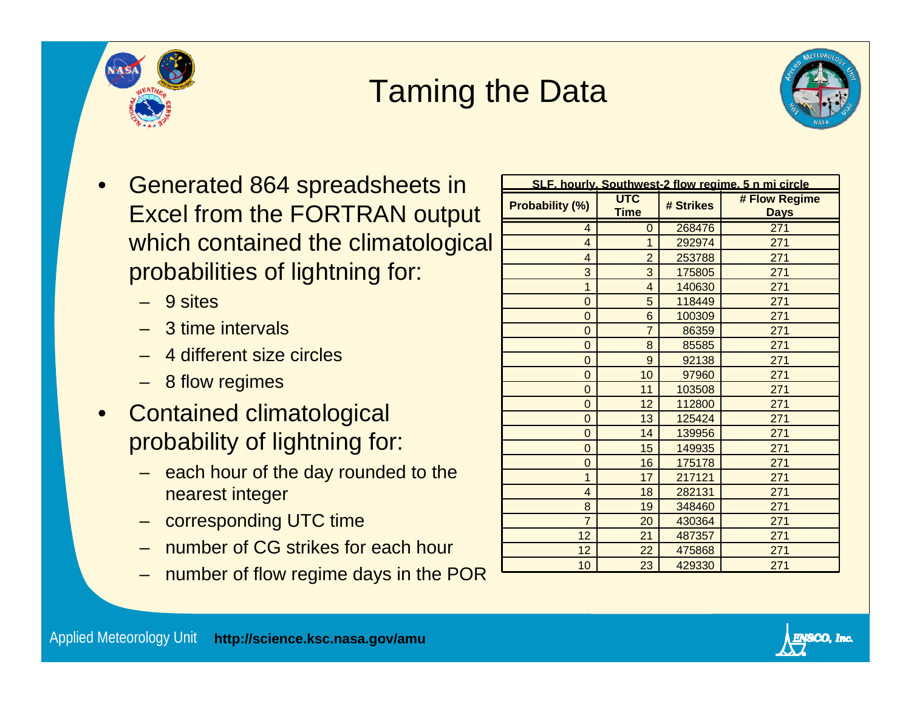# Taming the Data

- Generated 864 spreadsheets in Excel from the FORTRAN output which contained the climatological probabilities of lightning for:
  - 9 sites
  - 3 time intervals
  - 4 different size circles
  - 8 flow regimes
- Contained climatological probability of lightning for:
  - each hour of the day rounded to the nearest integer
  - corresponding UTC time
  - number of CG strikes for each hour
  - number of flow regime days in the POR

**SLF, hourly, Southwest-2 flow regime, 5 n mi circle**

| Probability (%) | UTC Time | # Strikes | # Flow Regime Days |
|---|---|---|---|
| 4 | 0 | 268476 | 271 |
| 4 | 1 | 292974 | 271 |
| 4 | 2 | 253788 | 271 |
| 3 | 3 | 175805 | 271 |
| 1 | 4 | 140630 | 271 |
| 0 | 5 | 118449 | 271 |
| 0 | 6 | 100309 | 271 |
| 0 | 7 | 86359 | 271 |
| 0 | 8 | 85585 | 271 |
| 0 | 9 | 92138 | 271 |
| 0 | 10 | 97960 | 271 |
| 0 | 11 | 103508 | 271 |
| 0 | 12 | 112800 | 271 |
| 0 | 13 | 125424 | 271 |
| 0 | 14 | 139956 | 271 |
| 0 | 15 | 149935 | 271 |
| 0 | 16 | 175178 | 271 |
| 1 | 17 | 217121 | 271 |
| 4 | 18 | 282131 | 271 |
| 8 | 19 | 348460 | 271 |
| 7 | 20 | 430364 | 271 |
| 12 | 21 | 487357 | 271 |
| 12 | 22 | 475868 | 271 |
| 10 | 23 | 429330 | 271 |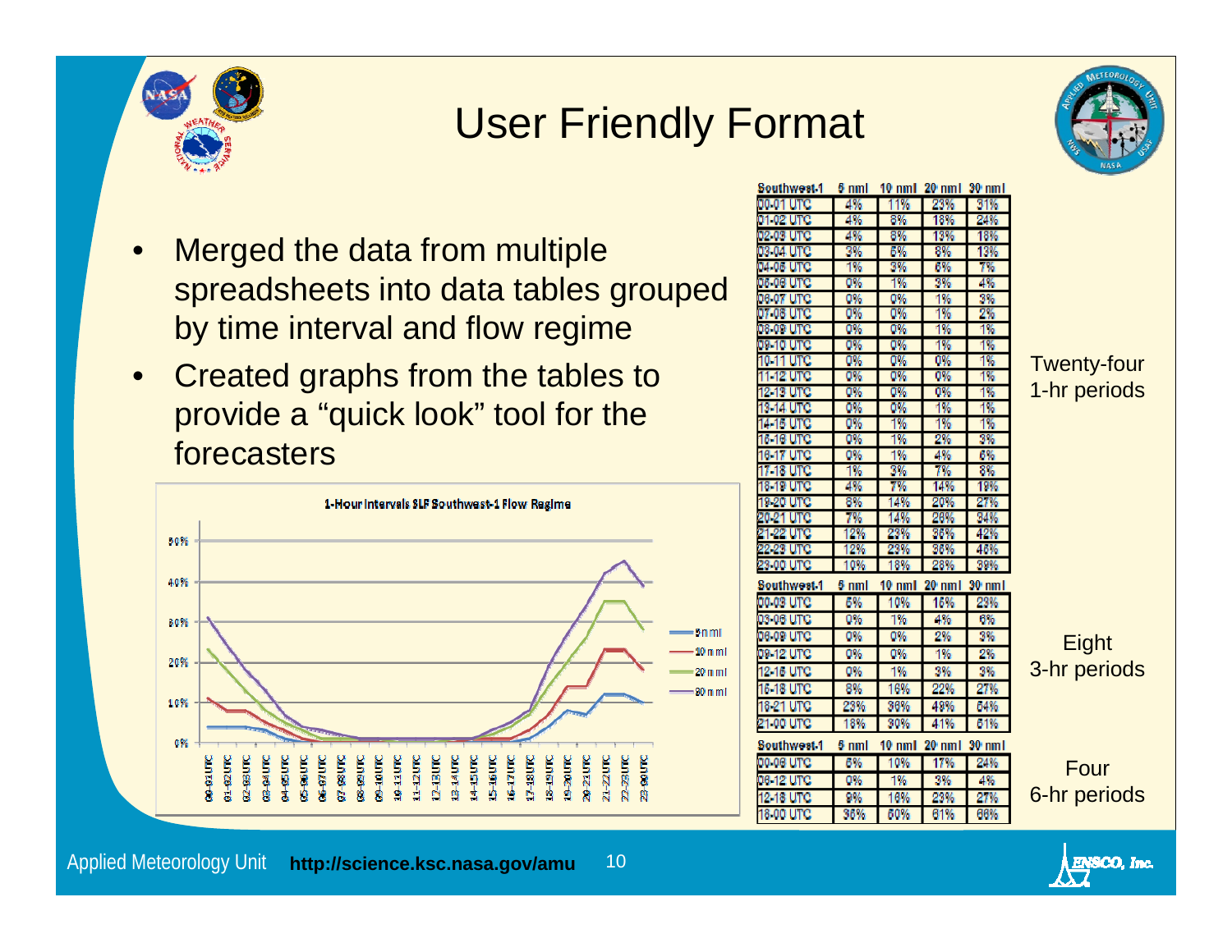# User Friendly Format

- Merged the data from multiple spreadsheets into data tables grouped by time interval and flow regime
- Created graphs from the tables to provide a "quick look" tool for the forecasters

**1-Hour Intervals SLF Southwest-1 Flow Regime**

Twenty-four 1-hr periods

| Southwest-1 | 5 nmi | 10 nmi | 20 nmi | 30 nmi |
|---|---|---|---|---|
| 00-01 UTC | 4% | 11% | 23% | 31% |
| 01-02 UTC | 4% | 8% | 18% | 24% |
| 02-03 UTC | 4% | 8% | 13% | 18% |
| 03-04 UTC | 3% | 5% | 8% | 13% |
| 04-05 UTC | 1% | 3% | 5% | 7% |
| 05-06 UTC | 0% | 1% | 3% | 4% |
| 06-07 UTC | 0% | 0% | 1% | 3% |
| 07-08 UTC | 0% | 0% | 1% | 2% |
| 08-09 UTC | 0% | 0% | 1% | 1% |
| 09-10 UTC | 0% | 0% | 1% | 1% |
| 10-11 UTC | 0% | 0% | 0% | 1% |
| 11-12 UTC | 0% | 0% | 0% | 1% |
| 12-13 UTC | 0% | 0% | 0% | 1% |
| 13-14 UTC | 0% | 0% | 1% | 1% |
| 14-15 UTC | 0% | 1% | 1% | 1% |
| 15-16 UTC | 0% | 1% | 2% | 3% |
| 16-17 UTC | 0% | 1% | 4% | 5% |
| 17-18 UTC | 1% | 3% | 7% | 8% |
| 18-19 UTC | 4% | 7% | 14% | 19% |
| 19-20 UTC | 8% | 14% | 20% | 27% |
| 20-21 UTC | 7% | 14% | 26% | 34% |
| 21-22 UTC | 12% | 23% | 35% | 42% |
| 22-23 UTC | 12% | 23% | 35% | 45% |
| 23-00 UTC | 10% | 18% | 28% | 39% |

Eight 3-hr periods

| Southwest-1 | 5 nmi | 10 nmi | 20 nmi | 30 nmi |
|---|---|---|---|---|
| 00-03 UTC | 5% | 10% | 15% | 23% |
| 03-06 UTC | 0% | 1% | 4% | 6% |
| 06-09 UTC | 0% | 0% | 2% | 3% |
| 09-12 UTC | 0% | 0% | 1% | 2% |
| 12-15 UTC | 0% | 1% | 3% | 3% |
| 15-18 UTC | 8% | 15% | 22% | 27% |
| 18-21 UTC | 23% | 36% | 49% | 54% |
| 21-00 UTC | 18% | 30% | 41% | 51% |

Four 6-hr periods

| Southwest-1 | 5 nmi | 10 nmi | 20 nmi | 30 nmi |
|---|---|---|---|---|
| 00-06 UTC | 5% | 10% | 17% | 24% |
| 06-12 UTC | 0% | 1% | 3% | 4% |
| 12-18 UTC | 9% | 16% | 23% | 27% |
| 18-00 UTC | 36% | 50% | 61% | 66% |

Applied Meteorology Unit **http://science.ksc.nasa.gov/amu**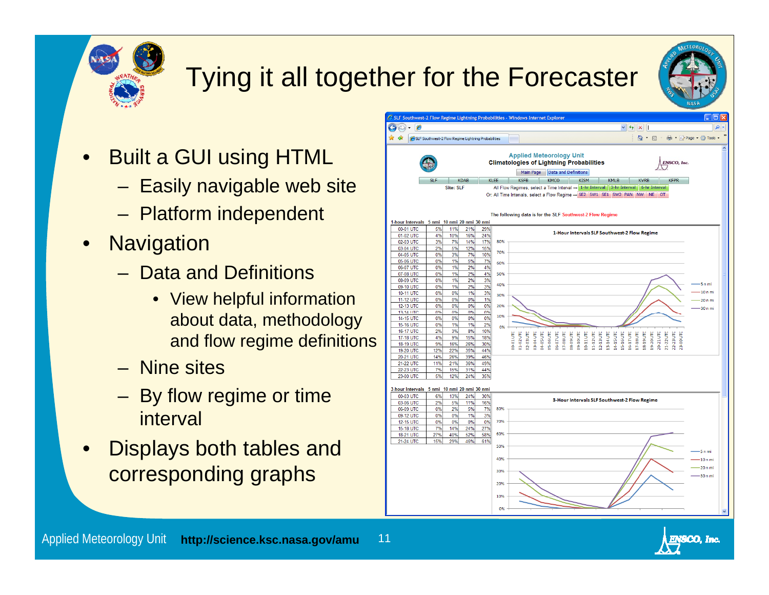# Tying it all together for the Forecaster

- Built a GUI using HTML
  - Easily navigable web site
  - Platform independent
- Navigation
  - Data and Definitions
    - View helpful information about data, methodology and flow regime definitions
  - Nine sites
  - By flow regime or time interval
- Displays both tables and corresponding graphs

SLF Southwest-2 Flow Regime Lightning Probabilities

**Applied Meteorology Unit**
**Climatologies of Lightning Probabilities**

Main Page | Data and Definitions

SLF | KDAB | KLEE | KSFB | KMCO | KISM | KMLB | KVRB | KFPR

Site: SLF

All Flow Regimes, select a Time Interval — 1-hr Interval | 3-hr Interval | 6-hr Interval

Or: All Time Intervals, select a Flow Regime — SE2 | SW1 | SE1 | SW2 | PAN | NW | NE | OT

The following data is for the SLF Southwest-2 Flow Regime

| 1-hour Intervals | 5 nmi | 10 nmi | 20 nmi | 30 nmi |
|---|---|---|---|---|
| 00-01 UTC | 5% | 11% | 21% | 29% |
| 01-02 UTC | 4% | 10% | 16% | 24% |
| 02-03 UTC | 3% | 7% | 14% | 17% |
| 03-04 UTC | 2% | 5% | 12% | 16% |
| 04-05 UTC | 0% | 3% | 7% | 10% |
| 05-06 UTC | 0% | 1% | 5% | 7% |
| 06-07 UTC | 0% | 1% | 2% | 4% |
| 07-08 UTC | 0% | 1% | 2% | 4% |
| 08-09 UTC | 0% | 1% | 2% | 3% |
| 09-10 UTC | 0% | 1% | 2% | 3% |
| 10-11 UTC | 0% | 0% | 1% | 3% |
| 11-12 UTC | 0% | 0% | 0% | 1% |
| 12-13 UTC | 0% | 0% | 0% | 0% |
| 13-14 UTC | 0% | 0% | 0% | 0% |
| 14-15 UTC | 0% | 0% | 0% | 0% |
| 15-16 UTC | 0% | 1% | 1% | 2% |
| 16-17 UTC | 2% | 3% | 8% | 10% |
| 17-18 UTC | 4% | 9% | 15% | 18% |
| 18-19 UTC | 9% | 16% | 26% | 30% |
| 19-20 UTC | 12% | 22% | 35% | 44% |
| 20-21 UTC | 14% | 26% | 39% | 46% |
| 21-22 UTC | 11% | 21% | 36% | 49% |
| 22-23 UTC | 7% | 15% | 31% | 44% |
| 23-00 UTC | 5% | 12% | 24% | 35% |

1-Hour Intervals SLF Southwest-2 Flow Regime

| 3-hour Intervals | 5 nmi | 10 nmi | 20 nmi | 30 nmi |
|---|---|---|---|---|
| 00-03 UTC | 6% | 13% | 24% | 30% |
| 03-06 UTC | 2% | 5% | 11% | 16% |
| 06-09 UTC | 0% | 2% | 5% | 7% |
| 09-12 UTC | 0% | 0% | 1% | 3% |
| 12-15 UTC | 0% | 0% | 0% | 0% |
| 15-18 UTC | 7% | 14% | 24% | 27% |
| 18-21 UTC | 27% | 40% | 52% | 58% |
| 21-24 UTC | 15% | 29% | 46% | 61% |

3-Hour Intervals SLF Southwest-2 Flow Regime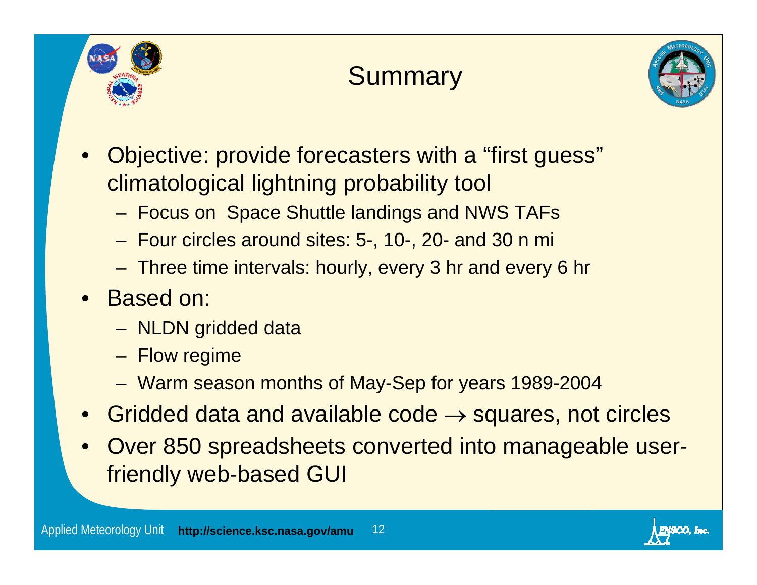# Summary

- Objective: provide forecasters with a "first guess" climatological lightning probability tool
  - Focus on Space Shuttle landings and NWS TAFs
  - Four circles around sites: 5-, 10-, 20- and 30 n mi
  - Three time intervals: hourly, every 3 hr and every 6 hr
- Based on:
  - NLDN gridded data
  - Flow regime
  - Warm season months of May-Sep for years 1989-2004
- Gridded data and available code $\rightarrow$ squares, not circles
- Over 850 spreadsheets converted into manageable user-friendly web-based GUI